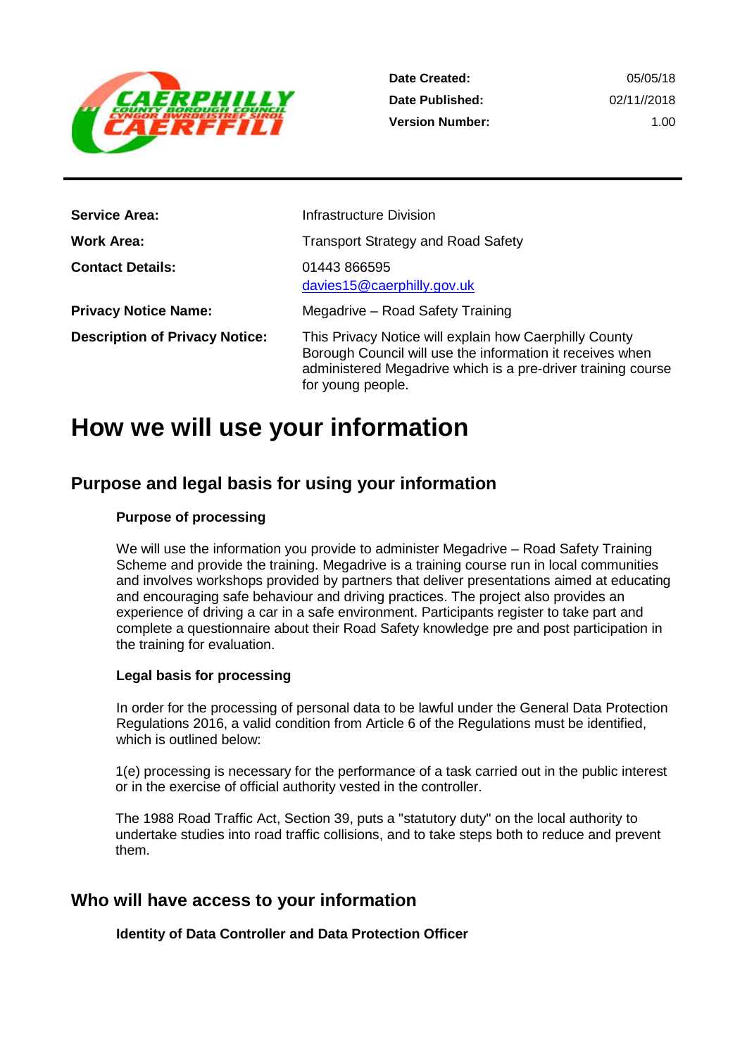CAERPHILLY COUNTY BOROUGH COUNCIL
CYNGOR BWRDEISTREF SIROL CAERFFILI

| | |
|---|---|
| **Date Created:** | 05/05/18 |
| **Date Published:** | 02/11//2018 |
| **Version Number:** | 1.00 |

| | |
|---|---|
| **Service Area:** | Infrastructure Division |
| **Work Area:** | Transport Strategy and Road Safety |
| **Contact Details:** | 01443 866595<br>davies15@caerphilly.gov.uk |
| **Privacy Notice Name:** | Megadrive – Road Safety Training |
| **Description of Privacy Notice:** | This Privacy Notice will explain how Caerphilly County Borough Council will use the information it receives when administered Megadrive which is a pre-driver training course for young people. |

# How we will use your information

## Purpose and legal basis for using your information

### Purpose of processing

We will use the information you provide to administer Megadrive – Road Safety Training Scheme and provide the training. Megadrive is a training course run in local communities and involves workshops provided by partners that deliver presentations aimed at educating and encouraging safe behaviour and driving practices. The project also provides an experience of driving a car in a safe environment. Participants register to take part and complete a questionnaire about their Road Safety knowledge pre and post participation in the training for evaluation.

### Legal basis for processing

In order for the processing of personal data to be lawful under the General Data Protection Regulations 2016, a valid condition from Article 6 of the Regulations must be identified, which is outlined below:

1(e) processing is necessary for the performance of a task carried out in the public interest or in the exercise of official authority vested in the controller.

The 1988 Road Traffic Act, Section 39, puts a "statutory duty" on the local authority to undertake studies into road traffic collisions, and to take steps both to reduce and prevent them.

## Who will have access to your information

### Identity of Data Controller and Data Protection Officer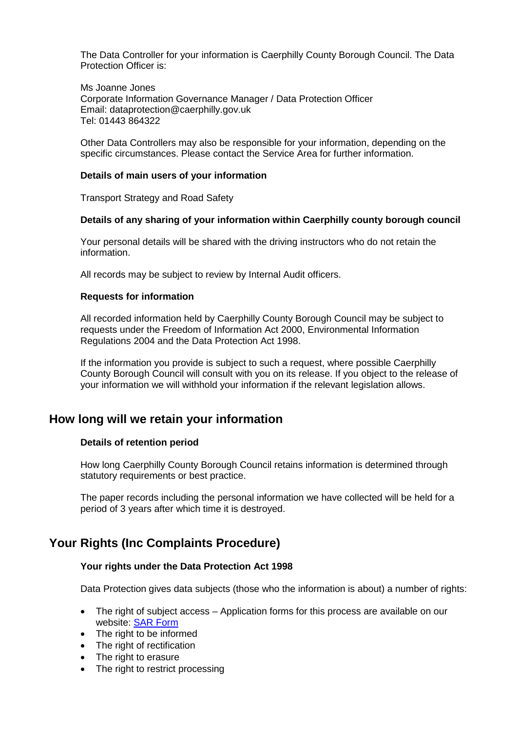The Data Controller for your information is Caerphilly County Borough Council. The Data Protection Officer is:

Ms Joanne Jones
Corporate Information Governance Manager / Data Protection Officer
Email: dataprotection@caerphilly.gov.uk
Tel: 01443 864322

Other Data Controllers may also be responsible for your information, depending on the specific circumstances. Please contact the Service Area for further information.

**Details of main users of your information**

Transport Strategy and Road Safety

**Details of any sharing of your information within Caerphilly county borough council**

Your personal details will be shared with the driving instructors who do not retain the information.

All records may be subject to review by Internal Audit officers.

**Requests for information**

All recorded information held by Caerphilly County Borough Council may be subject to requests under the Freedom of Information Act 2000, Environmental Information Regulations 2004 and the Data Protection Act 1998.

If the information you provide is subject to such a request, where possible Caerphilly County Borough Council will consult with you on its release. If you object to the release of your information we will withhold your information if the relevant legislation allows.

## How long will we retain your information

**Details of retention period**

How long Caerphilly County Borough Council retains information is determined through statutory requirements or best practice.

The paper records including the personal information we have collected will be held for a period of 3 years after which time it is destroyed.

## Your Rights (Inc Complaints Procedure)

**Your rights under the Data Protection Act 1998**

Data Protection gives data subjects (those who the information is about) a number of rights:

- The right of subject access – Application forms for this process are available on our website: [SAR Form]
- The right to be informed
- The right of rectification
- The right to erasure
- The right to restrict processing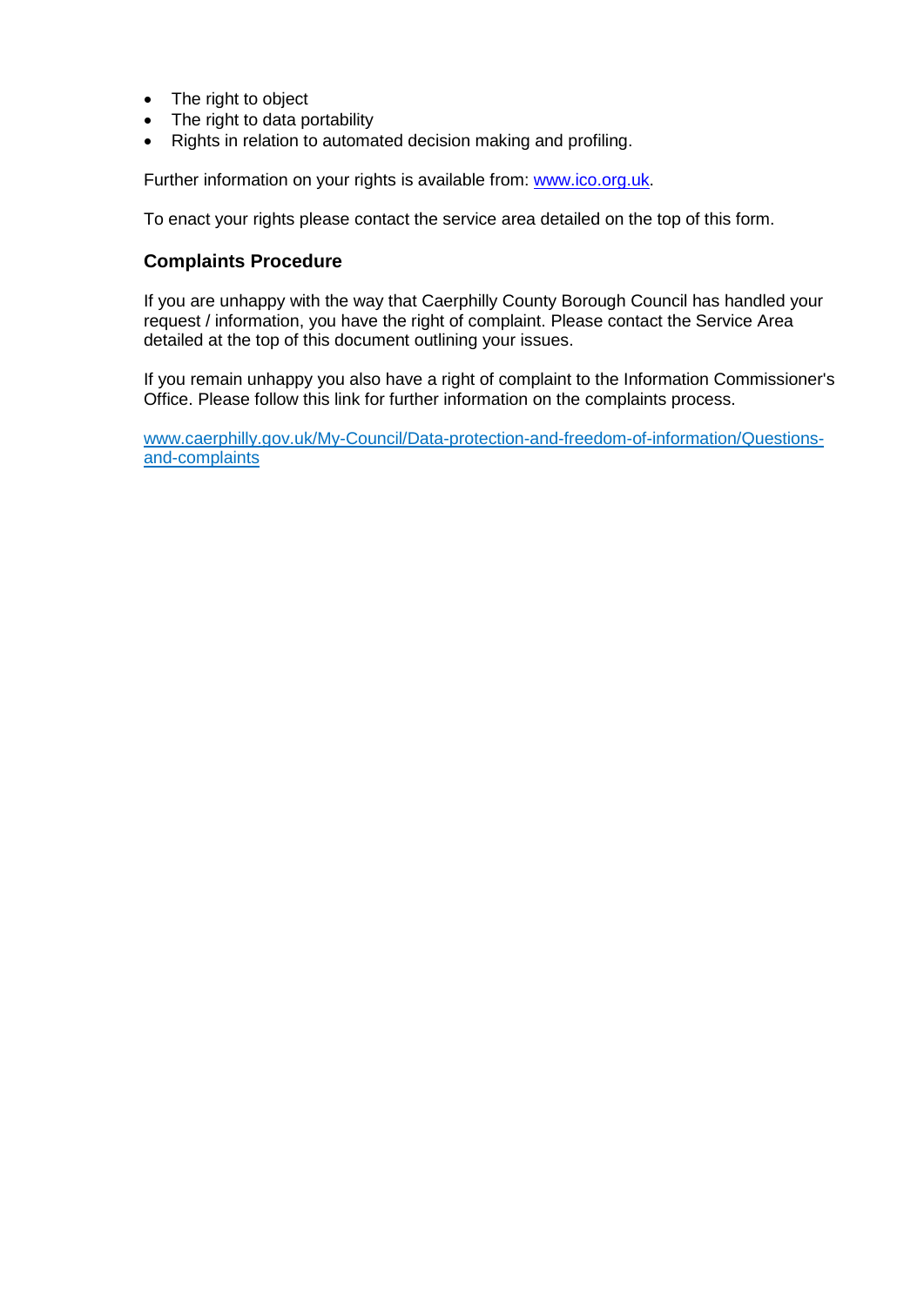- The right to object
- The right to data portability
- Rights in relation to automated decision making and profiling.

Further information on your rights is available from: www.ico.org.uk.

To enact your rights please contact the service area detailed on the top of this form.

### Complaints Procedure

If you are unhappy with the way that Caerphilly County Borough Council has handled your request / information, you have the right of complaint. Please contact the Service Area detailed at the top of this document outlining your issues.

If you remain unhappy you also have a right of complaint to the Information Commissioner's Office. Please follow this link for further information on the complaints process.

www.caerphilly.gov.uk/My-Council/Data-protection-and-freedom-of-information/Questions-and-complaints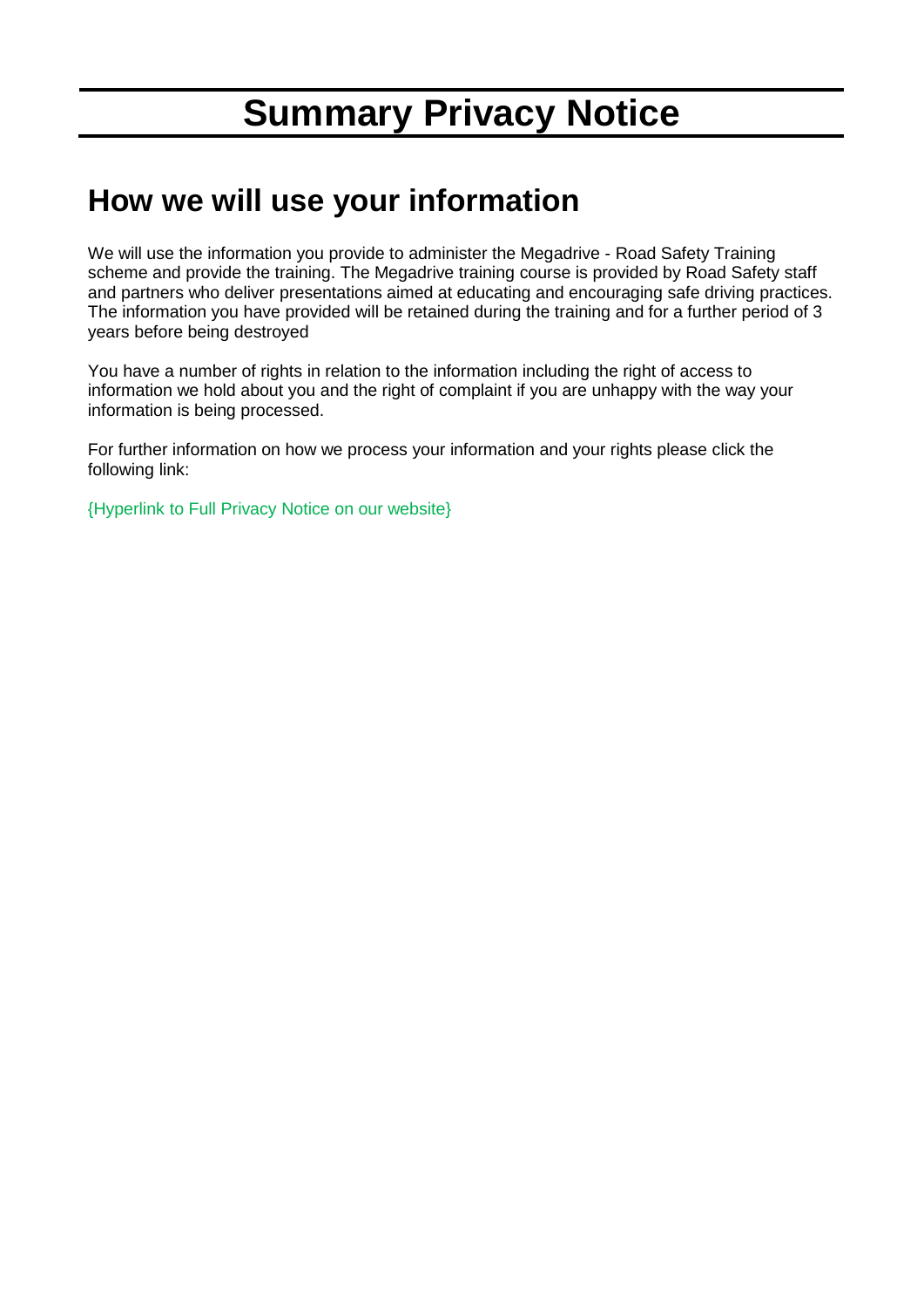# Summary Privacy Notice

## How we will use your information

We will use the information you provide to administer the Megadrive - Road Safety Training scheme and provide the training. The Megadrive training course is provided by Road Safety staff and partners who deliver presentations aimed at educating and encouraging safe driving practices. The information you have provided will be retained during the training and for a further period of 3 years before being destroyed

You have a number of rights in relation to the information including the right of access to information we hold about you and the right of complaint if you are unhappy with the way your information is being processed.

For further information on how we process your information and your rights please click the following link:

{Hyperlink to Full Privacy Notice on our website}